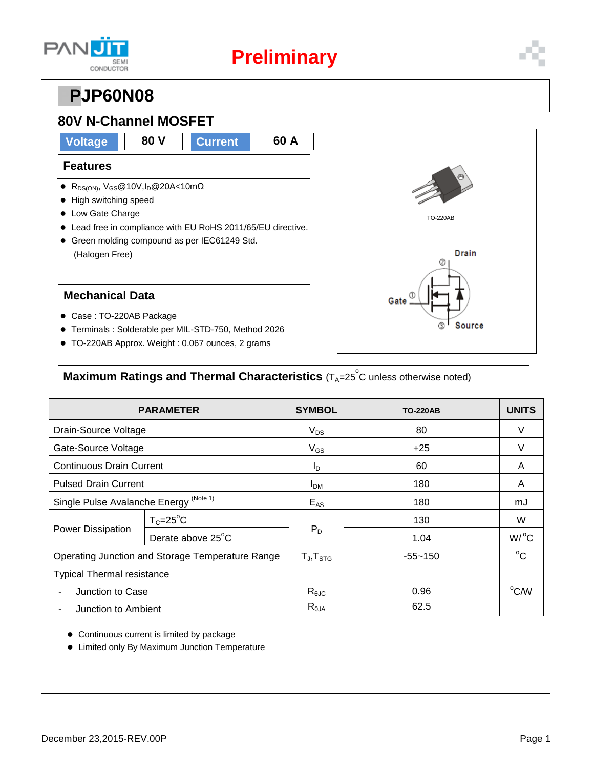Preliminary

# PJP60N08

## 80V N-Channel MOSFET

| Voltage | 80 V | Current | 60 A |
|---|---|---|---|

### Features

- $R_{DS(ON)}$, $V_{GS}$@10V,$I_D$@20A<10mΩ
- High switching speed
- Low Gate Charge
- Lead free in compliance with EU RoHS 2011/65/EU directive.
- Green molding compound as per IEC61249 Std. (Halogen Free)

### Mechanical Data

- Case : TO-220AB Package
- Terminals : Solderable per MIL-STD-750, Method 2026
- TO-220AB Approx. Weight : 0.067 ounces, 2 grams

TO-220AB

Drain ②, Gate ①, Source ③

### Maximum Ratings and Thermal Characteristics ($T_A$=25°C unless otherwise noted)

| PARAMETER | | SYMBOL | TO-220AB | UNITS |
|---|---|---|---|---|
| Drain-Source Voltage | | $V_{DS}$ | 80 | V |
| Gate-Source Voltage | | $V_{GS}$ | ±25 | V |
| Continuous Drain Current | | $I_D$ | 60 | A |
| Pulsed Drain Current | | $I_{DM}$ | 180 | A |
| Single Pulse Avalanche Energy (Note 1) | | $E_{AS}$ | 180 | mJ |
| Power Dissipation | $T_C$=25°C | $P_D$ | 130 | W |
| | Derate above 25°C | | 1.04 | W/°C |
| Operating Junction and Storage Temperature Range | | $T_J$,$T_{STG}$ | -55~150 | °C |
| Typical Thermal resistance | | | | |
| - Junction to Case | | $R_{θJC}$ | 0.96 | °C/W |
| - Junction to Ambient | | $R_{θJA}$ | 62.5 | |

- Continuous current is limited by package
- Limited only By Maximum Junction Temperature

December 23,2015-REV.00P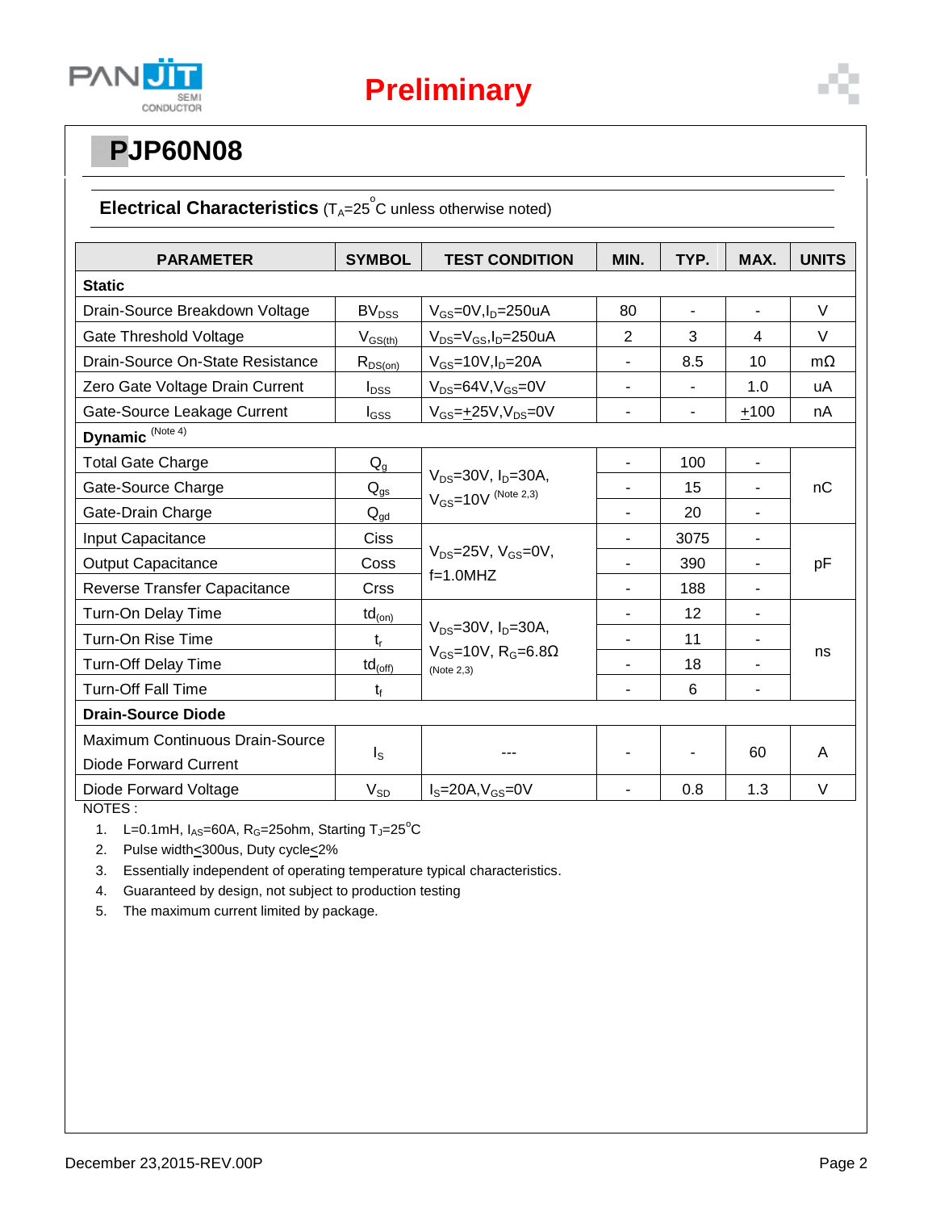Preliminary

# PJP60N08

## Electrical Characteristics ($T_A$=25°C unless otherwise noted)

| PARAMETER | SYMBOL | TEST CONDITION | MIN. | TYP. | MAX. | UNITS |
|---|---|---|---|---|---|---|
| **Static** | | | | | | |
| Drain-Source Breakdown Voltage | $BV_{DSS}$ | $V_{GS}$=0V,$I_D$=250uA | 80 | - | - | V |
| Gate Threshold Voltage | $V_{GS(th)}$ | $V_{DS}$=$V_{GS}$,$I_D$=250uA | 2 | 3 | 4 | V |
| Drain-Source On-State Resistance | $R_{DS(on)}$ | $V_{GS}$=10V,$I_D$=20A | - | 8.5 | 10 | mΩ |
| Zero Gate Voltage Drain Current | $I_{DSS}$ | $V_{DS}$=64V,$V_{GS}$=0V | - | - | 1.0 | uA |
| Gate-Source Leakage Current | $I_{GSS}$ | $V_{GS}$=±25V,$V_{DS}$=0V | - | - | ±100 | nA |
| **Dynamic** (Note 4) | | | | | | |
| Total Gate Charge | $Q_g$ | $V_{DS}$=30V, $I_D$=30A, $V_{GS}$=10V (Note 2,3) | - | 100 | - | nC |
| Gate-Source Charge | $Q_{gs}$ | | - | 15 | - | |
| Gate-Drain Charge | $Q_{gd}$ | | - | 20 | - | |
| Input Capacitance | Ciss | $V_{DS}$=25V, $V_{GS}$=0V, f=1.0MHZ | - | 3075 | - | pF |
| Output Capacitance | Coss | | - | 390 | - | |
| Reverse Transfer Capacitance | Crss | | - | 188 | - | |
| Turn-On Delay Time | $td_{(on)}$ | $V_{DS}$=30V, $I_D$=30A, $V_{GS}$=10V, $R_G$=6.8Ω (Note 2,3) | - | 12 | - | ns |
| Turn-On Rise Time | $t_r$ | | - | 11 | - | |
| Turn-Off Delay Time | $td_{(off)}$ | | - | 18 | - | |
| Turn-Off Fall Time | $t_f$ | | - | 6 | - | |
| **Drain-Source Diode** | | | | | | |
| Maximum Continuous Drain-Source Diode Forward Current | $I_S$ | --- | - | - | 60 | A |
| Diode Forward Voltage | $V_{SD}$ | $I_S$=20A,$V_{GS}$=0V | - | 0.8 | 1.3 | V |

NOTES :

1. L=0.1mH, $I_{AS}$=60A, $R_G$=25ohm, Starting $T_J$=25°C
2. Pulse width≤300us, Duty cycle≤2%
3. Essentially independent of operating temperature typical characteristics.
4. Guaranteed by design, not subject to production testing
5. The maximum current limited by package.

December 23,2015-REV.00P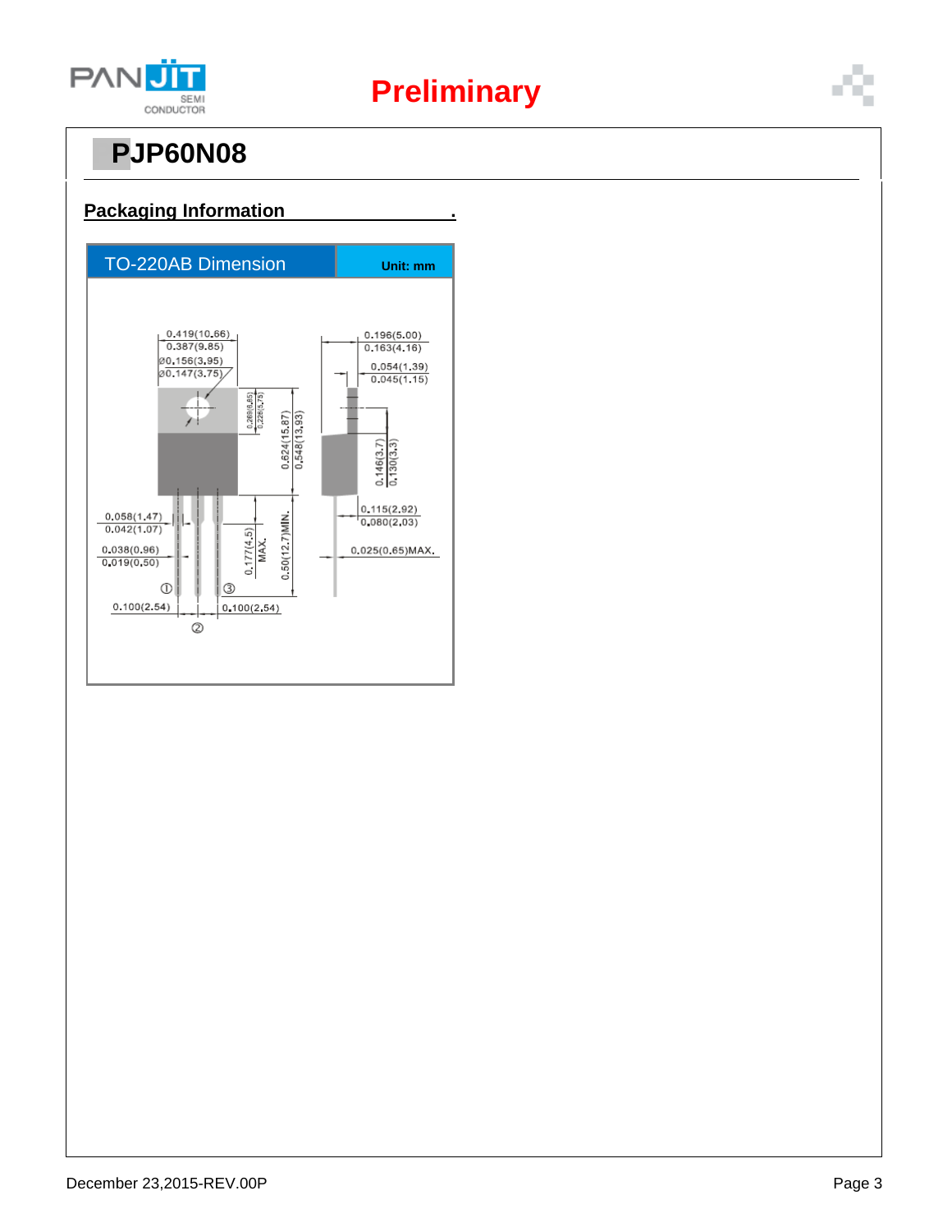# PJP60N08

## Packaging Information

| TO-220AB Dimension | Unit: mm |
|---|---|

0.419(10.66)
0.387(9.85)
Ø0.156(3.95)
Ø0.147(3.75)
0.196(5.00)
0.163(4.16)
0.054(1.39)
0.045(1.15)
0.269(6.85)
0.226(5.75)
0.624(15.87)
0.548(13.93)
0.146(3.7)
0.130(3.3)
0.058(1.47)
0.042(1.07)
0.115(2.92)
0.080(2.03)
0.038(0.96)
0.019(0.50)
0.177(4.5) MAX.
0.50(12.7)MIN.
0.025(0.65)MAX.
①
③
0.100(2.54)
0.100(2.54)
②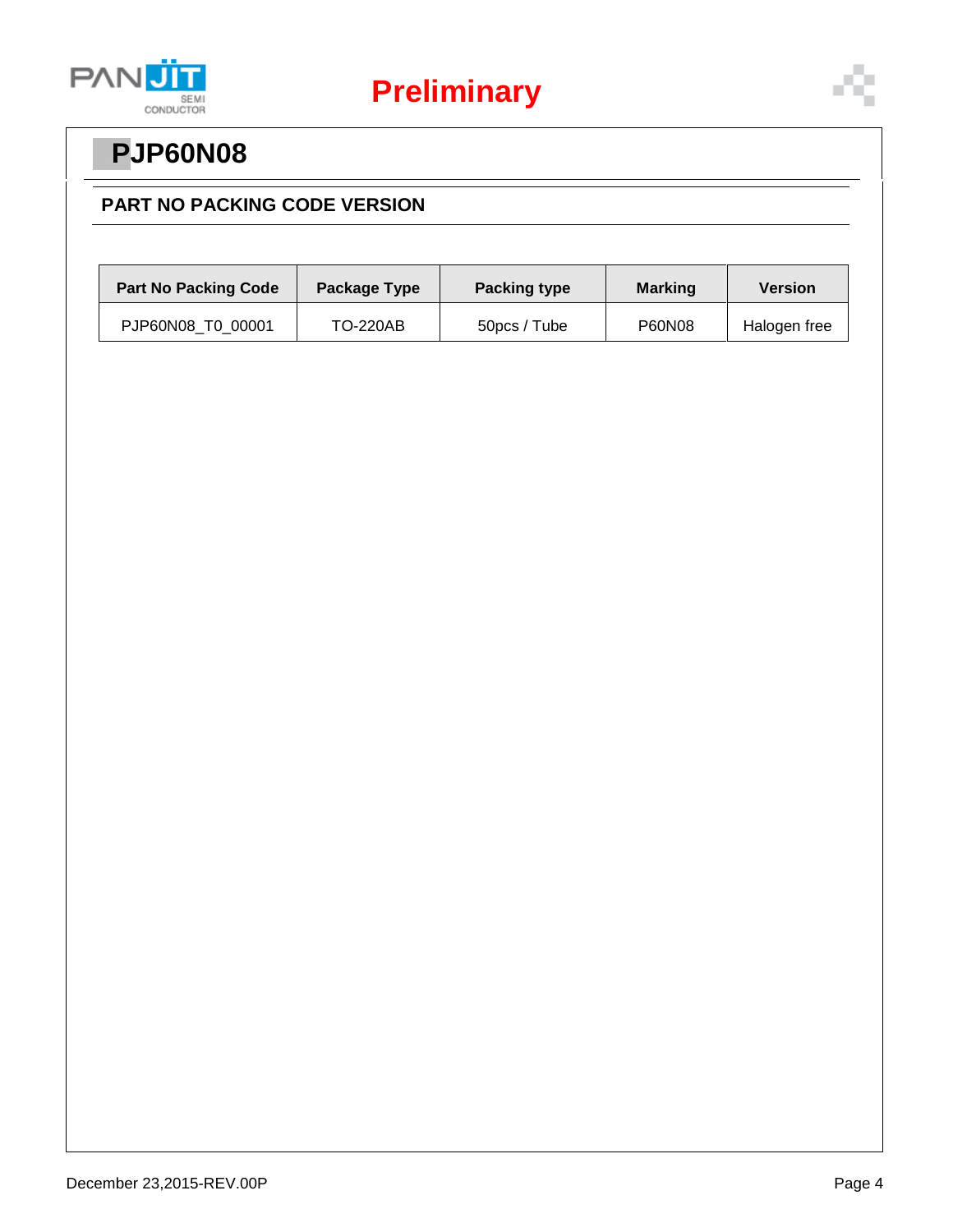# PJP60N08

## PART NO PACKING CODE VERSION

| Part No Packing Code | Package Type | Packing type | Marking | Version |
|---|---|---|---|---|
| PJP60N08_T0_00001 | TO-220AB | 50pcs / Tube | P60N08 | Halogen free |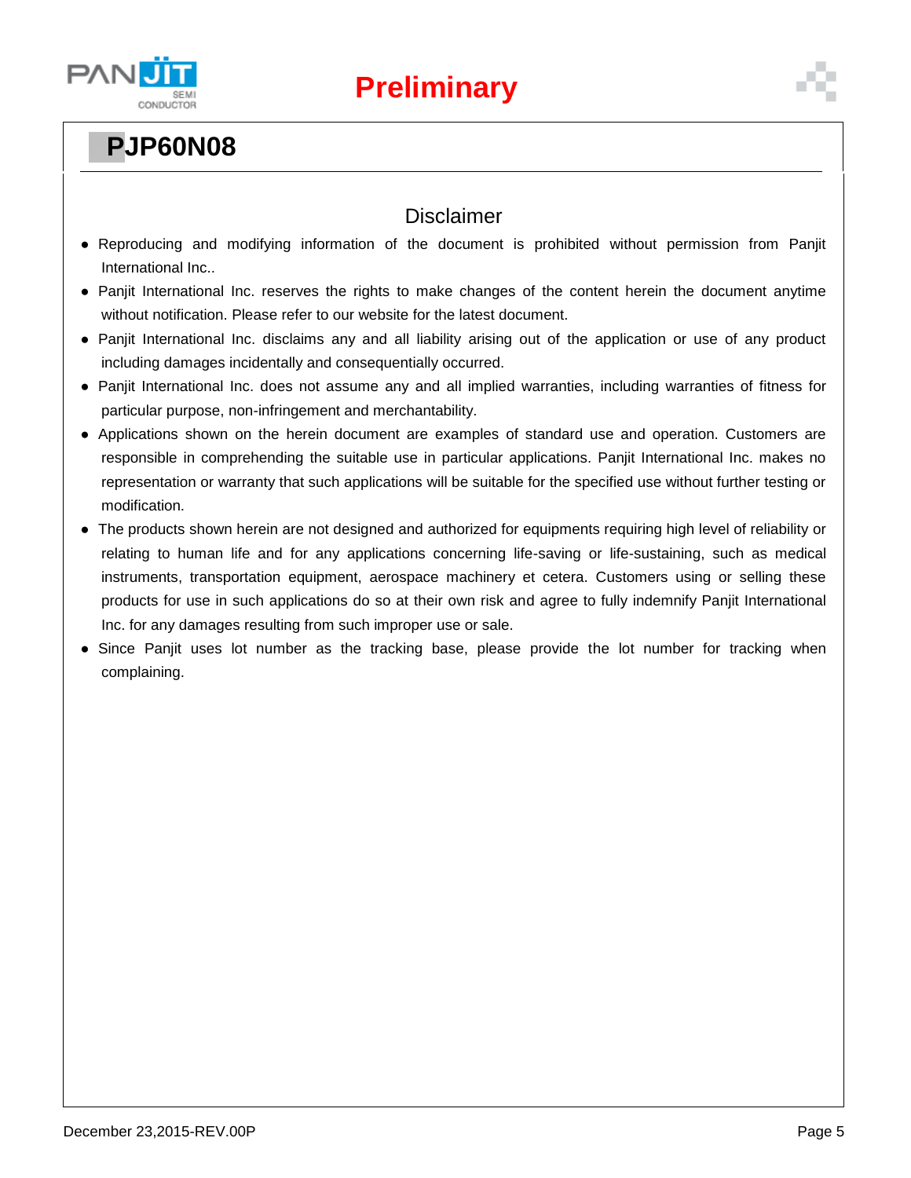# PJP60N08

## Disclaimer

- Reproducing and modifying information of the document is prohibited without permission from Panjit International Inc..
- Panjit International Inc. reserves the rights to make changes of the content herein the document anytime without notification. Please refer to our website for the latest document.
- Panjit International Inc. disclaims any and all liability arising out of the application or use of any product including damages incidentally and consequentially occurred.
- Panjit International Inc. does not assume any and all implied warranties, including warranties of fitness for particular purpose, non-infringement and merchantability.
- Applications shown on the herein document are examples of standard use and operation. Customers are responsible in comprehending the suitable use in particular applications. Panjit International Inc. makes no representation or warranty that such applications will be suitable for the specified use without further testing or modification.
- The products shown herein are not designed and authorized for equipments requiring high level of reliability or relating to human life and for any applications concerning life-saving or life-sustaining, such as medical instruments, transportation equipment, aerospace machinery et cetera. Customers using or selling these products for use in such applications do so at their own risk and agree to fully indemnify Panjit International Inc. for any damages resulting from such improper use or sale.
- Since Panjit uses lot number as the tracking base, please provide the lot number for tracking when complaining.